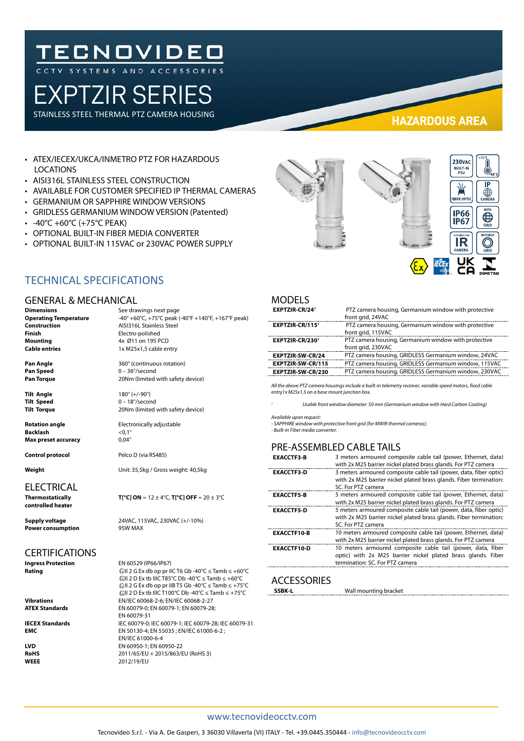# TECNOVIDEO

CCTV SYSTEMS AND ACCESSORIES

# EXPTZIR SERIES

STAINLESS STEEL THERMAL PTZ CAMERA HOUSING

**HAZARDOUS AREA**

- ATEX/IECEX/UKCA/INMETRO PTZ FOR HAZARDOUS LOCATIONS
- AISI316L STAINLESS STEEL CONSTRUCTION
- AVAILABLE FOR CUSTOMER SPECIFIED IP THERMAL CAMERAS
- GERMANIUM OR SAPPHIRE WINDOW VERSIONS
- GRIDLESS GERMANIUM WINDOW VERSION (Patented)
- -40°C +60°C (+75°C PEAK)
- OPTIONAL BUILT-IN FIBER MEDIA CONVERTER
- OPTIONAL BUILT-IN 115VAC or 230VAC POWER SUPPLY

## TECHNICAL SPECIFICATIONS

### GENERAL & MECHANICAL

| | |
|---|---|
| **Dimensions** | See drawings next page |
| **Operating Temperature** | -40° +60°C, +75°C peak (-40°F +140°F, +167°F peak) |
| **Construction** | AISI316L Stainless Steel |
| **Finish** | Electro-polished |
| **Mounting** | 4x Ø11 on 195 PCD |
| **Cable entries** | 1x M25x1,5 cable entry |
| **Pan Angle** | 360° (continuous rotation) |
| **Pan Speed** | 0 – 36°/second |
| **Pan Torque** | 20Nm (limited with safety device) |
| **Tilt Angle** | 180° (+/-90°) |
| **Tilt Speed** | 0 – 18°/second |
| **Tilt Torque** | 20Nm (limited with safety device) |
| **Rotation angle** | Electronically adjustable |
| **Backlash** | <0,1° |
| **Max preset accuracy** | 0,04° |
| **Control protocol** | Pelco D (via RS485) |
| **Weight** | Unit: 35,5kg / Gross weight: 40,5kg |

### ELECTRICAL

| | |
|---|---|
| **Thermostatically controlled heater** | **T[°C] ON** = 12 ± 4°C, **T[°C] OFF** = 20 ± 3°C |
| **Supply voltage** | 24VAC, 115VAC, 230VAC (+/-10%) |
| **Power consumption** | 95W MAX |

### CERTIFICATIONS

| | |
|---|---|
| **Ingress Protection** | EN 60529 (IP66/IP67) |
| **Rating** | Ex II 2 G Ex db op pr IIC T6 Gb -40°C ≤ Tamb ≤ +60°C<br>Ex II 2 D Ex tb IIIC T85°C Db -40°C ≤ Tamb ≤ +60°C<br>Ex II 2 G Ex db op pr IIB T5 Gb -40°C ≤ Tamb ≤ +75°C<br>Ex II 2 D Ex tb IIIC T100°C Db -40°C ≤ Tamb ≤ +75°C |
| **Vibrations** | EN/IEC 60068-2-6; EN/IEC 60068-2-27 |
| **ATEX Standards** | EN 60079-0; EN 60079-1; EN 60079-28; EN 60079-31 |
| **IECEX Standards** | IEC 60079-0; IEC 60079-1; IEC 60079-28; IEC 60079-31 |
| **EMC** | EN 50130-4; EN 55035 ; EN/IEC 61000-6-2 ; EN/IEC 61000-6-4 |
| **LVD** | EN 60950-1; EN 60950-22 |
| **RoHS** | 2011/65/EU + 2015/863/EU (RoHS 3) |
| **WEEE** | 2012/19/EU |

### MODELS

| | |
|---|---|
| **EXPTZIR-CR/24**[1] | PTZ camera housing, Germanium window with protective front grid, 24VAC |
| **EXPTZIR-CR/115**[1] | PTZ camera housing, Germanium window with protective front grid, 115VAC |
| **EXPTZIR-CR/230**[1] | PTZ camera housing, Germanium window with protective front grid, 230VAC |
| **EXPTZIR-SW-CR/24** | PTZ camera housing, GRIDLESS Germanium window, 24VAC |
| **EXPTZIR-SW-CR/115** | PTZ camera housing, GRIDLESS Germanium window, 115VAC |
| **EXPTZIR-SW-CR/230** | PTZ camera housing, GRIDLESS Germanium window, 230VAC |

*All the above PTZ camera housings include a built-in telemetry receiver, variable speed motors, fixed cable entry 1x M25x1,5 on a base mount junction box.*

[1] *Usable front window diameter: 50 mm (Germanium window with Hard Carbon Coating)*

*Available upon request:*
*- SAPPHIRE window with protective front grid (for MWIR thermal cameras);*
*- Built-in Fiber media converter.*

### PRE-ASSEMBLED CABLE TAILS

| | |
|---|---|
| **EXACCTF3-B** | 3 meters armoured composite cable tail (power, Ethernet, data) with 2x M25 barrier nickel plated brass glands. For PTZ camera |
| **EXACCTF3-D** | 3 meters armoured composite cable tail (power, data, fiber optic) with 2x M25 barrier nickel plated brass glands. Fiber termination: SC. For PTZ camera |
| **EXACCTF5-B** | 5 meters armoured composite cable tail (power, Ethernet, data) with 2x M25 barrier nickel plated brass glands. For PTZ camera |
| **EXACCTF5-D** | 5 meters armoured composite cable tail (power, data, fiber optic) with 2x M25 barrier nickel plated brass glands. Fiber termination: SC. For PTZ camera |
| **EXACCTF10-B** | 10 meters armoured composite cable tail (power, Ethernet, data) with 2x M25 barrier nickel plated brass glands. For PTZ camera |
| **EXACCTF10-D** | 10 meters armoured composite cable tail (power, data, fiber optic) with 2x M25 barrier nickel plated brass glands. Fiber termination: SC. For PTZ camera |

### ACCESSORIES

| | |
|---|---|
| **SSBK-L** | Wall mounting bracket |

www.tecnovideocctv.com

Tecnovideo S.r.l. - Via A. De Gasperi, 3 36030 Villaverla (VI) ITALY - Tel. +39.0445.350444 - info@tecnovideocctv.com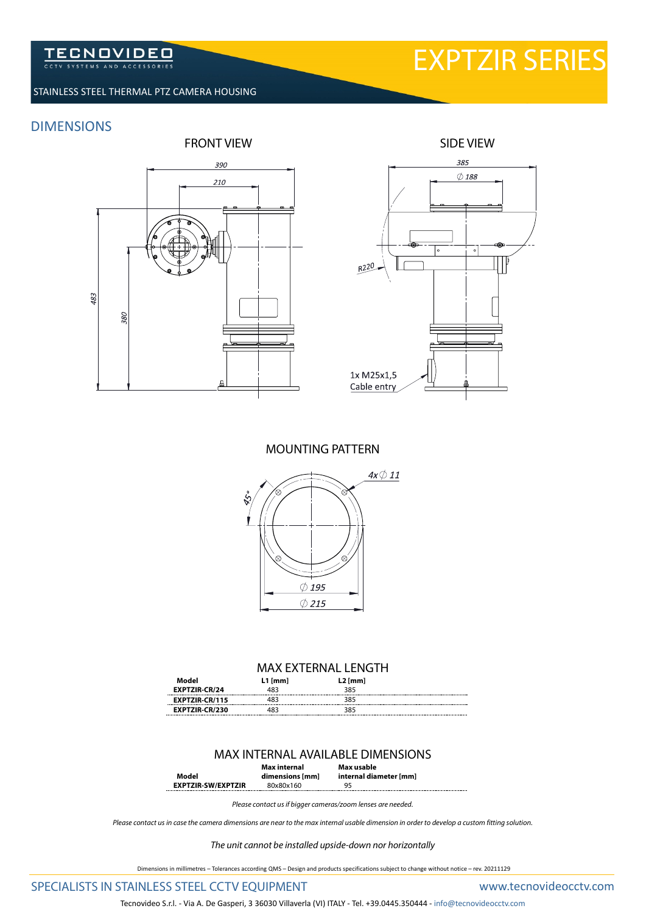# EXPTZIR SERIES

STAINLESS STEEL THERMAL PTZ CAMERA HOUSING

## DIMENSIONS

FRONT VIEW

390
210
483
380

SIDE VIEW

385
∅ 188
R220
1x M25x1,5
Cable entry

MOUNTING PATTERN

4x∅ 11
45°
∅ 195
∅ 215

### MAX EXTERNAL LENGTH

| Model | L1 [mm] | L2 [mm] |
|---|---|---|
| **EXPTZIR-CR/24** | 483 | 385 |
| **EXPTZIR-CR/115** | 483 | 385 |
| **EXPTZIR-CR/230** | 483 | 385 |

### MAX INTERNAL AVAILABLE DIMENSIONS

| Model | Max internal dimensions [mm] | Max usable internal diameter [mm] |
|---|---|---|
| **EXPTZIR-SW/EXPTZIR** | 80x80x160 | 95 |

*Please contact us if bigger cameras/zoom lenses are needed.*

*Please contact us in case the camera dimensions are near to the max internal usable dimension in order to develop a custom fitting solution.*

*The unit cannot be installed upside-down nor horizontally*

Dimensions in millimetres – Tolerances according QMS – Design and products specifications subject to change without notice – rev. 20211129

SPECIALISTS IN STAINLESS STEEL CCTV EQUIPMENT    www.tecnovideocctv.com

Tecnovideo S.r.l. - Via A. De Gasperi, 3 36030 Villaverla (VI) ITALY - Tel. +39.0445.350444 - info@tecnovideocctv.com